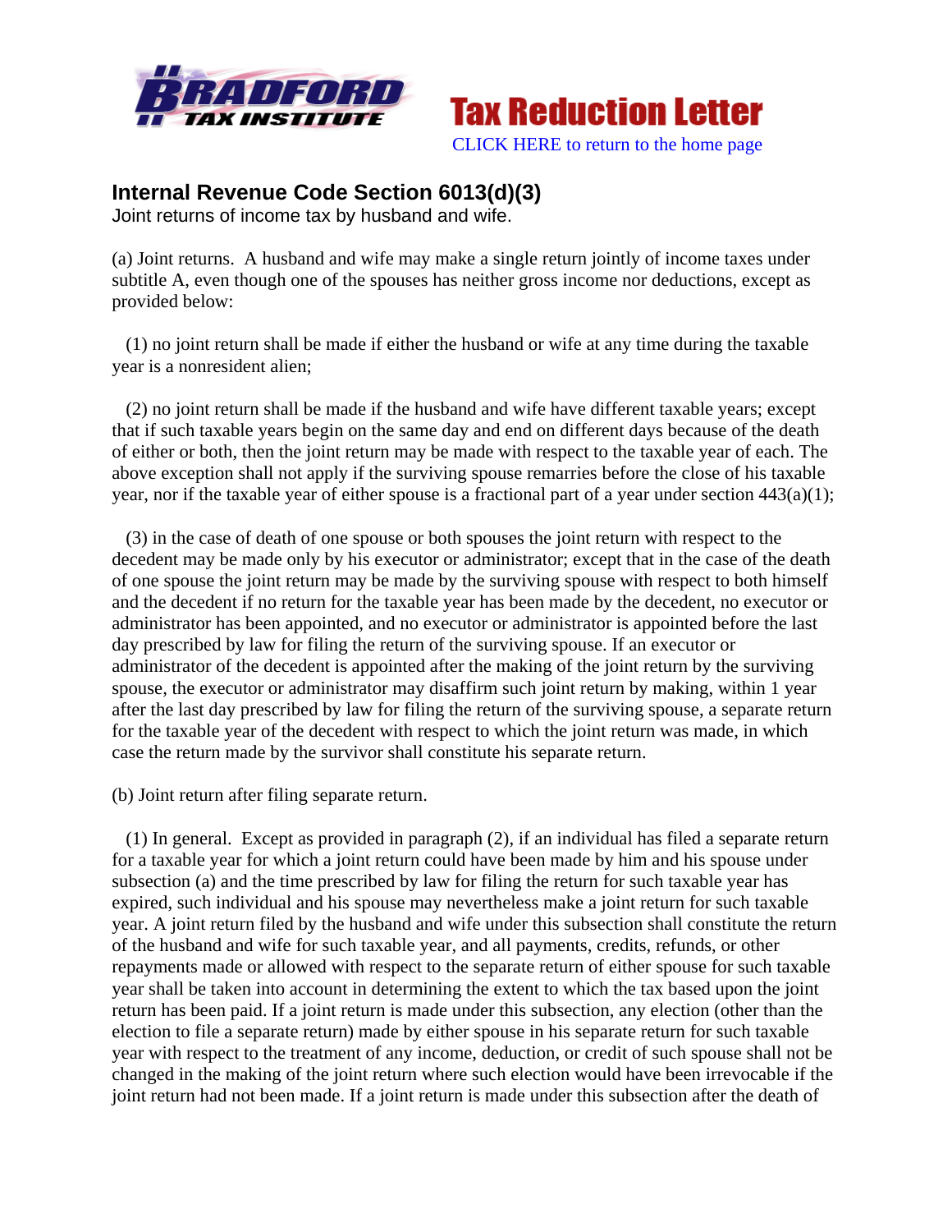Bradford Tax Institute

Tax Reduction Letter

CLICK HERE to return to the home page

## Internal Revenue Code Section 6013(d)(3)

Joint returns of income tax by husband and wife.

(a) Joint returns. A husband and wife may make a single return jointly of income taxes under subtitle A, even though one of the spouses has neither gross income nor deductions, except as provided below:

(1) no joint return shall be made if either the husband or wife at any time during the taxable year is a nonresident alien;

(2) no joint return shall be made if the husband and wife have different taxable years; except that if such taxable years begin on the same day and end on different days because of the death of either or both, then the joint return may be made with respect to the taxable year of each. The above exception shall not apply if the surviving spouse remarries before the close of his taxable year, nor if the taxable year of either spouse is a fractional part of a year under section 443(a)(1);

(3) in the case of death of one spouse or both spouses the joint return with respect to the decedent may be made only by his executor or administrator; except that in the case of the death of one spouse the joint return may be made by the surviving spouse with respect to both himself and the decedent if no return for the taxable year has been made by the decedent, no executor or administrator has been appointed, and no executor or administrator is appointed before the last day prescribed by law for filing the return of the surviving spouse. If an executor or administrator of the decedent is appointed after the making of the joint return by the surviving spouse, the executor or administrator may disaffirm such joint return by making, within 1 year after the last day prescribed by law for filing the return of the surviving spouse, a separate return for the taxable year of the decedent with respect to which the joint return was made, in which case the return made by the survivor shall constitute his separate return.

(b) Joint return after filing separate return.

(1) In general. Except as provided in paragraph (2), if an individual has filed a separate return for a taxable year for which a joint return could have been made by him and his spouse under subsection (a) and the time prescribed by law for filing the return for such taxable year has expired, such individual and his spouse may nevertheless make a joint return for such taxable year. A joint return filed by the husband and wife under this subsection shall constitute the return of the husband and wife for such taxable year, and all payments, credits, refunds, or other repayments made or allowed with respect to the separate return of either spouse for such taxable year shall be taken into account in determining the extent to which the tax based upon the joint return has been paid. If a joint return is made under this subsection, any election (other than the election to file a separate return) made by either spouse in his separate return for such taxable year with respect to the treatment of any income, deduction, or credit of such spouse shall not be changed in the making of the joint return where such election would have been irrevocable if the joint return had not been made. If a joint return is made under this subsection after the death of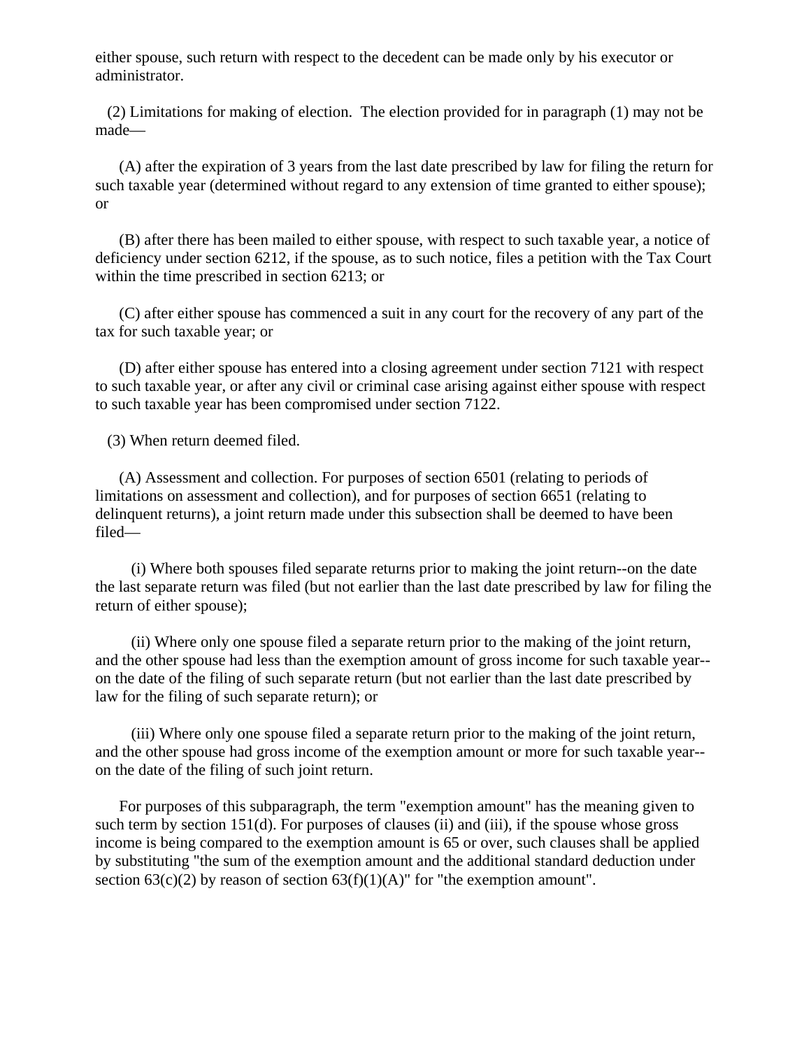either spouse, such return with respect to the decedent can be made only by his executor or administrator.

(2) Limitations for making of election. The election provided for in paragraph (1) may not be made—

(A) after the expiration of 3 years from the last date prescribed by law for filing the return for such taxable year (determined without regard to any extension of time granted to either spouse); or

(B) after there has been mailed to either spouse, with respect to such taxable year, a notice of deficiency under section 6212, if the spouse, as to such notice, files a petition with the Tax Court within the time prescribed in section 6213; or

(C) after either spouse has commenced a suit in any court for the recovery of any part of the tax for such taxable year; or

(D) after either spouse has entered into a closing agreement under section 7121 with respect to such taxable year, or after any civil or criminal case arising against either spouse with respect to such taxable year has been compromised under section 7122.

(3) When return deemed filed.

(A) Assessment and collection. For purposes of section 6501 (relating to periods of limitations on assessment and collection), and for purposes of section 6651 (relating to delinquent returns), a joint return made under this subsection shall be deemed to have been filed—

(i) Where both spouses filed separate returns prior to making the joint return--on the date the last separate return was filed (but not earlier than the last date prescribed by law for filing the return of either spouse);

(ii) Where only one spouse filed a separate return prior to the making of the joint return, and the other spouse had less than the exemption amount of gross income for such taxable year--on the date of the filing of such separate return (but not earlier than the last date prescribed by law for the filing of such separate return); or

(iii) Where only one spouse filed a separate return prior to the making of the joint return, and the other spouse had gross income of the exemption amount or more for such taxable year--on the date of the filing of such joint return.

For purposes of this subparagraph, the term "exemption amount" has the meaning given to such term by section 151(d). For purposes of clauses (ii) and (iii), if the spouse whose gross income is being compared to the exemption amount is 65 or over, such clauses shall be applied by substituting "the sum of the exemption amount and the additional standard deduction under section 63(c)(2) by reason of section 63(f)(1)(A)" for "the exemption amount".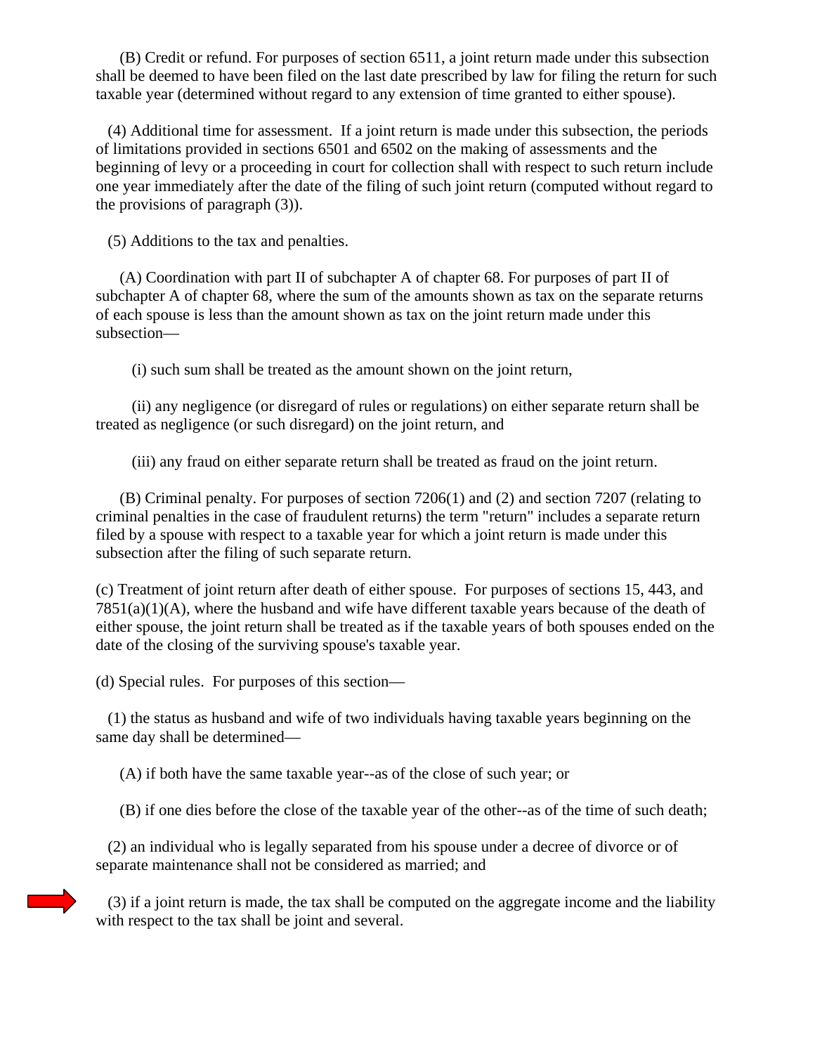(B) Credit or refund. For purposes of section 6511, a joint return made under this subsection shall be deemed to have been filed on the last date prescribed by law for filing the return for such taxable year (determined without regard to any extension of time granted to either spouse).

(4) Additional time for assessment. If a joint return is made under this subsection, the periods of limitations provided in sections 6501 and 6502 on the making of assessments and the beginning of levy or a proceeding in court for collection shall with respect to such return include one year immediately after the date of the filing of such joint return (computed without regard to the provisions of paragraph (3)).

(5) Additions to the tax and penalties.

(A) Coordination with part II of subchapter A of chapter 68. For purposes of part II of subchapter A of chapter 68, where the sum of the amounts shown as tax on the separate returns of each spouse is less than the amount shown as tax on the joint return made under this subsection—

(i) such sum shall be treated as the amount shown on the joint return,

(ii) any negligence (or disregard of rules or regulations) on either separate return shall be treated as negligence (or such disregard) on the joint return, and

(iii) any fraud on either separate return shall be treated as fraud on the joint return.

(B) Criminal penalty. For purposes of section 7206(1) and (2) and section 7207 (relating to criminal penalties in the case of fraudulent returns) the term "return" includes a separate return filed by a spouse with respect to a taxable year for which a joint return is made under this subsection after the filing of such separate return.

(c) Treatment of joint return after death of either spouse. For purposes of sections 15, 443, and 7851(a)(1)(A), where the husband and wife have different taxable years because of the death of either spouse, the joint return shall be treated as if the taxable years of both spouses ended on the date of the closing of the surviving spouse's taxable year.

(d) Special rules. For purposes of this section—

(1) the status as husband and wife of two individuals having taxable years beginning on the same day shall be determined—

(A) if both have the same taxable year--as of the close of such year; or

(B) if one dies before the close of the taxable year of the other--as of the time of such death;

(2) an individual who is legally separated from his spouse under a decree of divorce or of separate maintenance shall not be considered as married; and

(3) if a joint return is made, the tax shall be computed on the aggregate income and the liability with respect to the tax shall be joint and several.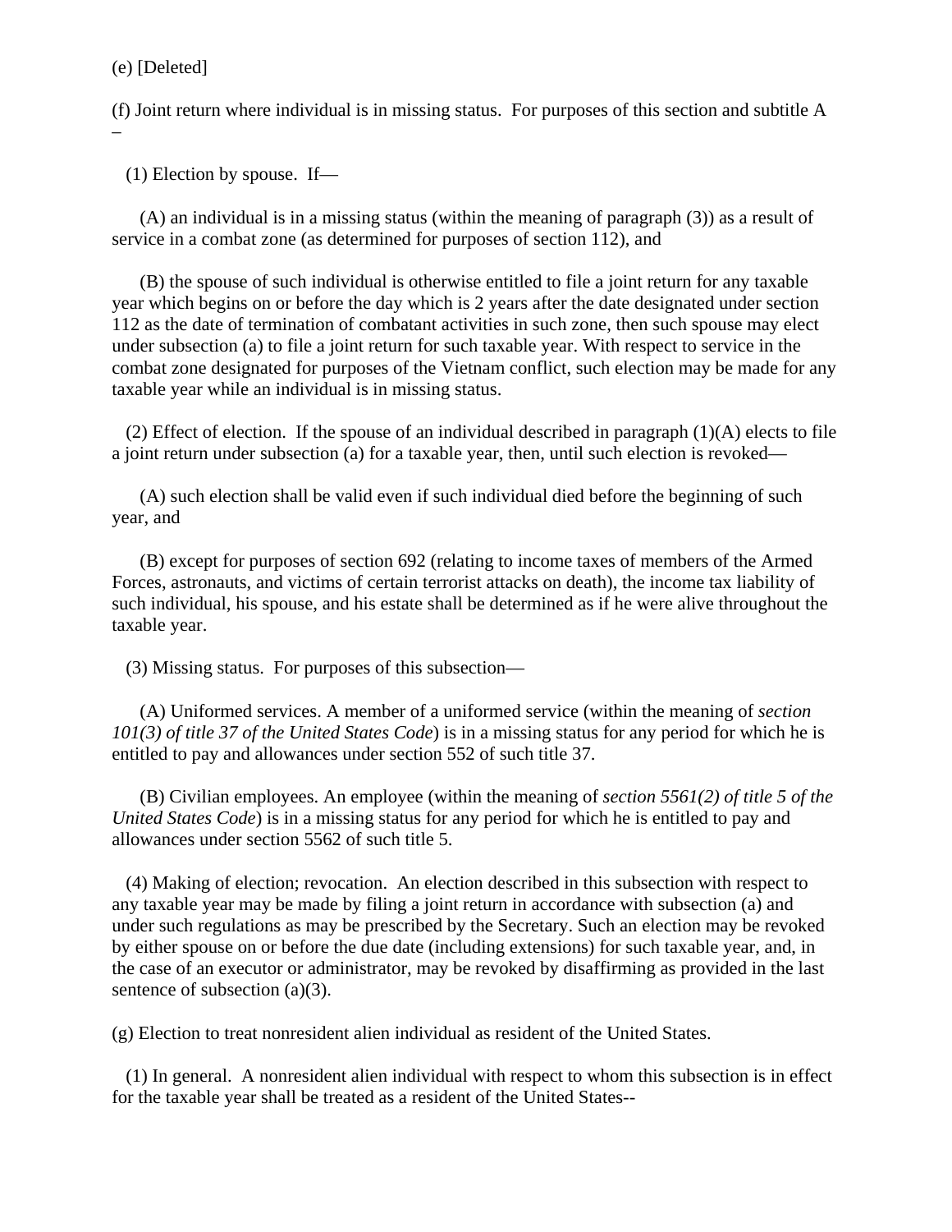(e) [Deleted]

(f) Joint return where individual is in missing status. For purposes of this section and subtitle A –

(1) Election by spouse. If—

(A) an individual is in a missing status (within the meaning of paragraph (3)) as a result of service in a combat zone (as determined for purposes of section 112), and

(B) the spouse of such individual is otherwise entitled to file a joint return for any taxable year which begins on or before the day which is 2 years after the date designated under section 112 as the date of termination of combatant activities in such zone, then such spouse may elect under subsection (a) to file a joint return for such taxable year. With respect to service in the combat zone designated for purposes of the Vietnam conflict, such election may be made for any taxable year while an individual is in missing status.

(2) Effect of election. If the spouse of an individual described in paragraph (1)(A) elects to file a joint return under subsection (a) for a taxable year, then, until such election is revoked—

(A) such election shall be valid even if such individual died before the beginning of such year, and

(B) except for purposes of section 692 (relating to income taxes of members of the Armed Forces, astronauts, and victims of certain terrorist attacks on death), the income tax liability of such individual, his spouse, and his estate shall be determined as if he were alive throughout the taxable year.

(3) Missing status. For purposes of this subsection—

(A) Uniformed services. A member of a uniformed service (within the meaning of *section 101(3) of title 37 of the United States Code*) is in a missing status for any period for which he is entitled to pay and allowances under section 552 of such title 37.

(B) Civilian employees. An employee (within the meaning of *section 5561(2) of title 5 of the United States Code*) is in a missing status for any period for which he is entitled to pay and allowances under section 5562 of such title 5.

(4) Making of election; revocation. An election described in this subsection with respect to any taxable year may be made by filing a joint return in accordance with subsection (a) and under such regulations as may be prescribed by the Secretary. Such an election may be revoked by either spouse on or before the due date (including extensions) for such taxable year, and, in the case of an executor or administrator, may be revoked by disaffirming as provided in the last sentence of subsection (a)(3).

(g) Election to treat nonresident alien individual as resident of the United States.

(1) In general. A nonresident alien individual with respect to whom this subsection is in effect for the taxable year shall be treated as a resident of the United States--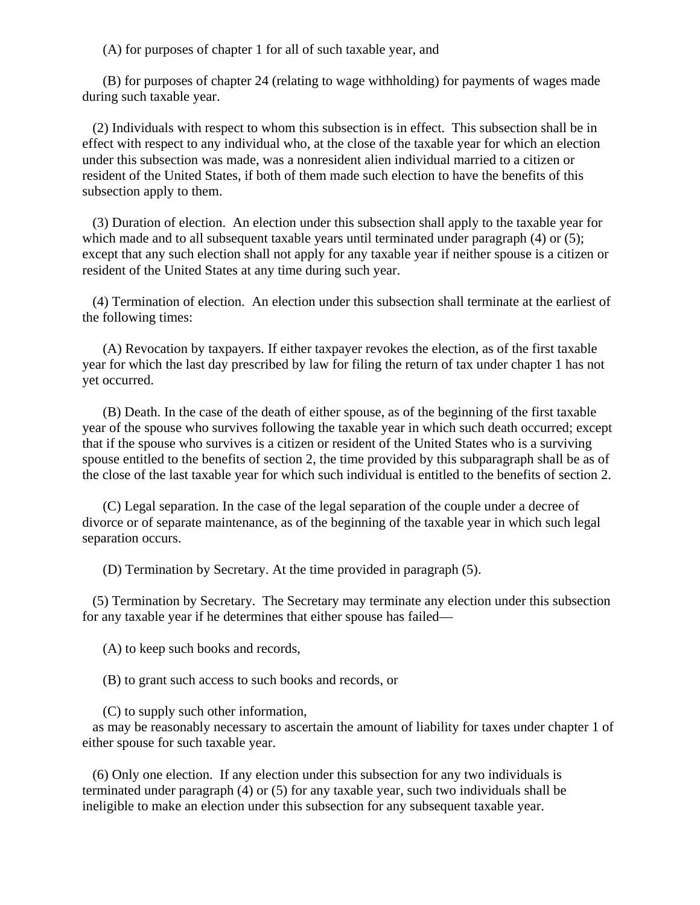(A) for purposes of chapter 1 for all of such taxable year, and

(B) for purposes of chapter 24 (relating to wage withholding) for payments of wages made during such taxable year.

(2) Individuals with respect to whom this subsection is in effect. This subsection shall be in effect with respect to any individual who, at the close of the taxable year for which an election under this subsection was made, was a nonresident alien individual married to a citizen or resident of the United States, if both of them made such election to have the benefits of this subsection apply to them.

(3) Duration of election. An election under this subsection shall apply to the taxable year for which made and to all subsequent taxable years until terminated under paragraph (4) or (5); except that any such election shall not apply for any taxable year if neither spouse is a citizen or resident of the United States at any time during such year.

(4) Termination of election. An election under this subsection shall terminate at the earliest of the following times:

(A) Revocation by taxpayers. If either taxpayer revokes the election, as of the first taxable year for which the last day prescribed by law for filing the return of tax under chapter 1 has not yet occurred.

(B) Death. In the case of the death of either spouse, as of the beginning of the first taxable year of the spouse who survives following the taxable year in which such death occurred; except that if the spouse who survives is a citizen or resident of the United States who is a surviving spouse entitled to the benefits of section 2, the time provided by this subparagraph shall be as of the close of the last taxable year for which such individual is entitled to the benefits of section 2.

(C) Legal separation. In the case of the legal separation of the couple under a decree of divorce or of separate maintenance, as of the beginning of the taxable year in which such legal separation occurs.

(D) Termination by Secretary. At the time provided in paragraph (5).

(5) Termination by Secretary. The Secretary may terminate any election under this subsection for any taxable year if he determines that either spouse has failed—

(A) to keep such books and records,

(B) to grant such access to such books and records, or

(C) to supply such other information,

as may be reasonably necessary to ascertain the amount of liability for taxes under chapter 1 of either spouse for such taxable year.

(6) Only one election. If any election under this subsection for any two individuals is terminated under paragraph (4) or (5) for any taxable year, such two individuals shall be ineligible to make an election under this subsection for any subsequent taxable year.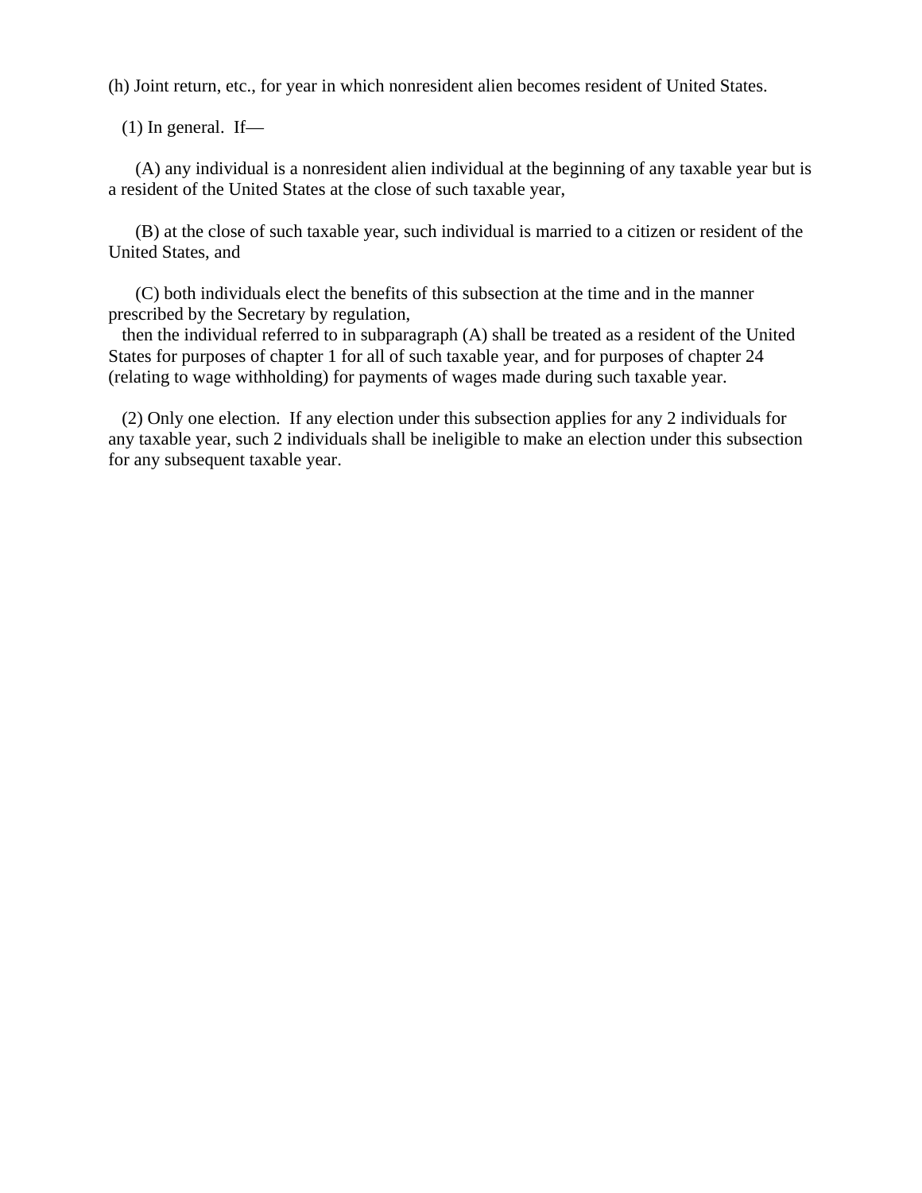(h) Joint return, etc., for year in which nonresident alien becomes resident of United States.

(1) In general. If—

(A) any individual is a nonresident alien individual at the beginning of any taxable year but is a resident of the United States at the close of such taxable year,

(B) at the close of such taxable year, such individual is married to a citizen or resident of the United States, and

(C) both individuals elect the benefits of this subsection at the time and in the manner prescribed by the Secretary by regulation,

then the individual referred to in subparagraph (A) shall be treated as a resident of the United States for purposes of chapter 1 for all of such taxable year, and for purposes of chapter 24 (relating to wage withholding) for payments of wages made during such taxable year.

(2) Only one election. If any election under this subsection applies for any 2 individuals for any taxable year, such 2 individuals shall be ineligible to make an election under this subsection for any subsequent taxable year.